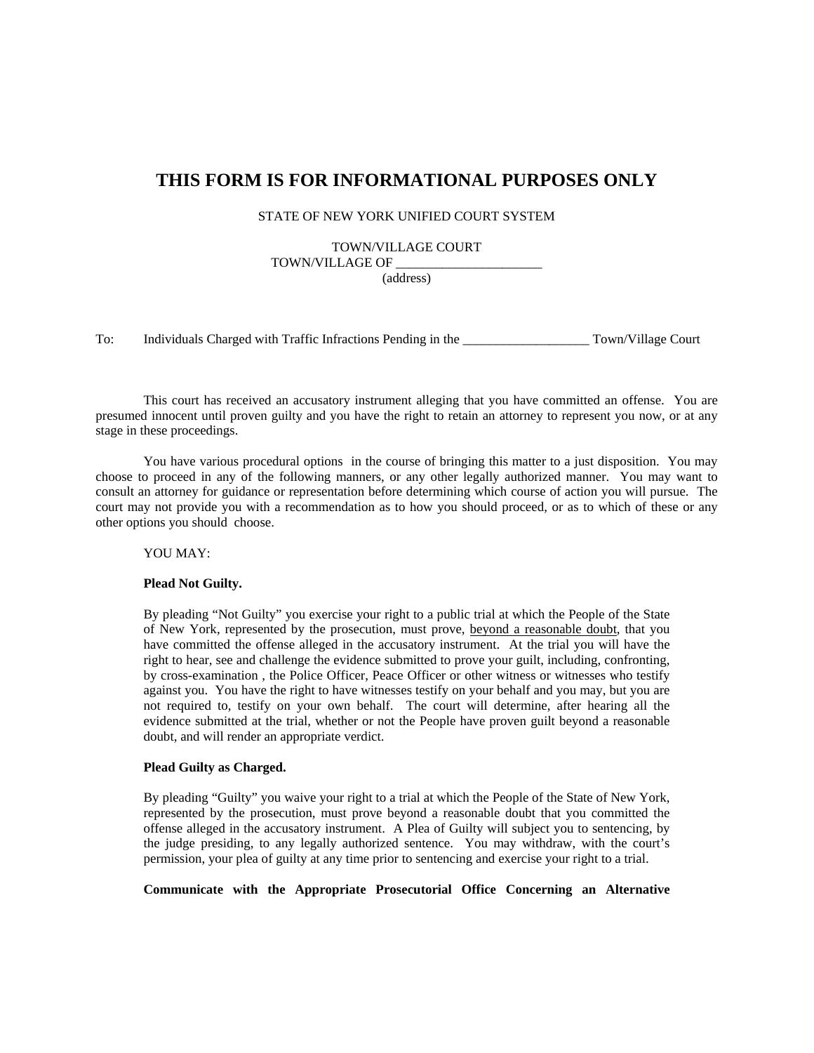# THIS FORM IS FOR INFORMATIONAL PURPOSES ONLY

STATE OF NEW YORK UNIFIED COURT SYSTEM

TOWN/VILLAGE COURT
TOWN/VILLAGE OF ______________________
(address)

To: Individuals Charged with Traffic Infractions Pending in the ___________________ Town/Village Court

This court has received an accusatory instrument alleging that you have committed an offense. You are presumed innocent until proven guilty and you have the right to retain an attorney to represent you now, or at any stage in these proceedings.

You have various procedural options in the course of bringing this matter to a just disposition. You may choose to proceed in any of the following manners, or any other legally authorized manner. You may want to consult an attorney for guidance or representation before determining which course of action you will pursue. The court may not provide you with a recommendation as to how you should proceed, or as to which of these or any other options you should choose.

YOU MAY:

**Plead Not Guilty.**

By pleading "Not Guilty" you exercise your right to a public trial at which the People of the State of New York, represented by the prosecution, must prove, beyond a reasonable doubt, that you have committed the offense alleged in the accusatory instrument. At the trial you will have the right to hear, see and challenge the evidence submitted to prove your guilt, including, confronting, by cross-examination , the Police Officer, Peace Officer or other witness or witnesses who testify against you. You have the right to have witnesses testify on your behalf and you may, but you are not required to, testify on your own behalf. The court will determine, after hearing all the evidence submitted at the trial, whether or not the People have proven guilt beyond a reasonable doubt, and will render an appropriate verdict.

**Plead Guilty as Charged.**

By pleading "Guilty" you waive your right to a trial at which the People of the State of New York, represented by the prosecution, must prove beyond a reasonable doubt that you committed the offense alleged in the accusatory instrument. A Plea of Guilty will subject you to sentencing, by the judge presiding, to any legally authorized sentence. You may withdraw, with the court's permission, your plea of guilty at any time prior to sentencing and exercise your right to a trial.

**Communicate with the Appropriate Prosecutorial Office Concerning an Alternative**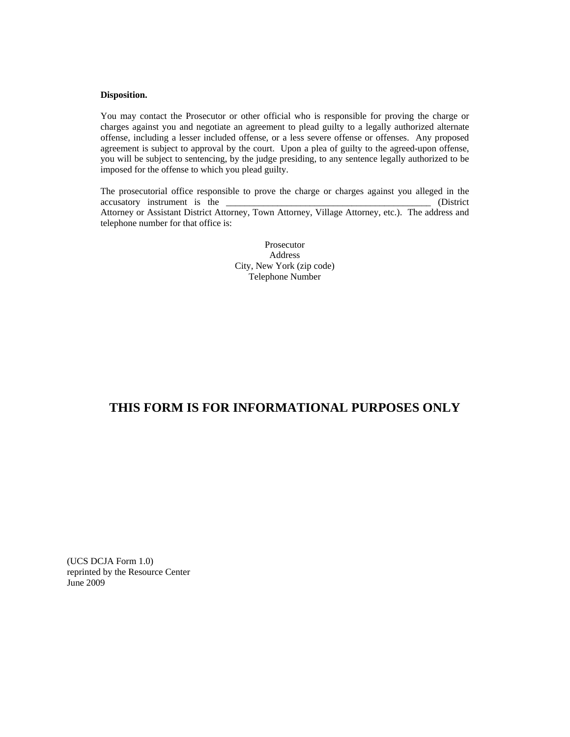**Disposition.**

You may contact the Prosecutor or other official who is responsible for proving the charge or charges against you and negotiate an agreement to plead guilty to a legally authorized alternate offense, including a lesser included offense, or a less severe offense or offenses. Any proposed agreement is subject to approval by the court. Upon a plea of guilty to the agreed-upon offense, you will be subject to sentencing, by the judge presiding, to any sentence legally authorized to be imposed for the offense to which you plead guilty.

The prosecutorial office responsible to prove the charge or charges against you alleged in the accusatory instrument is the ____________________________________________ (District Attorney or Assistant District Attorney, Town Attorney, Village Attorney, etc.). The address and telephone number for that office is:

Prosecutor
Address
City, New York (zip code)
Telephone Number

## THIS FORM IS FOR INFORMATIONAL PURPOSES ONLY

(UCS DCJA Form 1.0)
reprinted by the Resource Center
June 2009